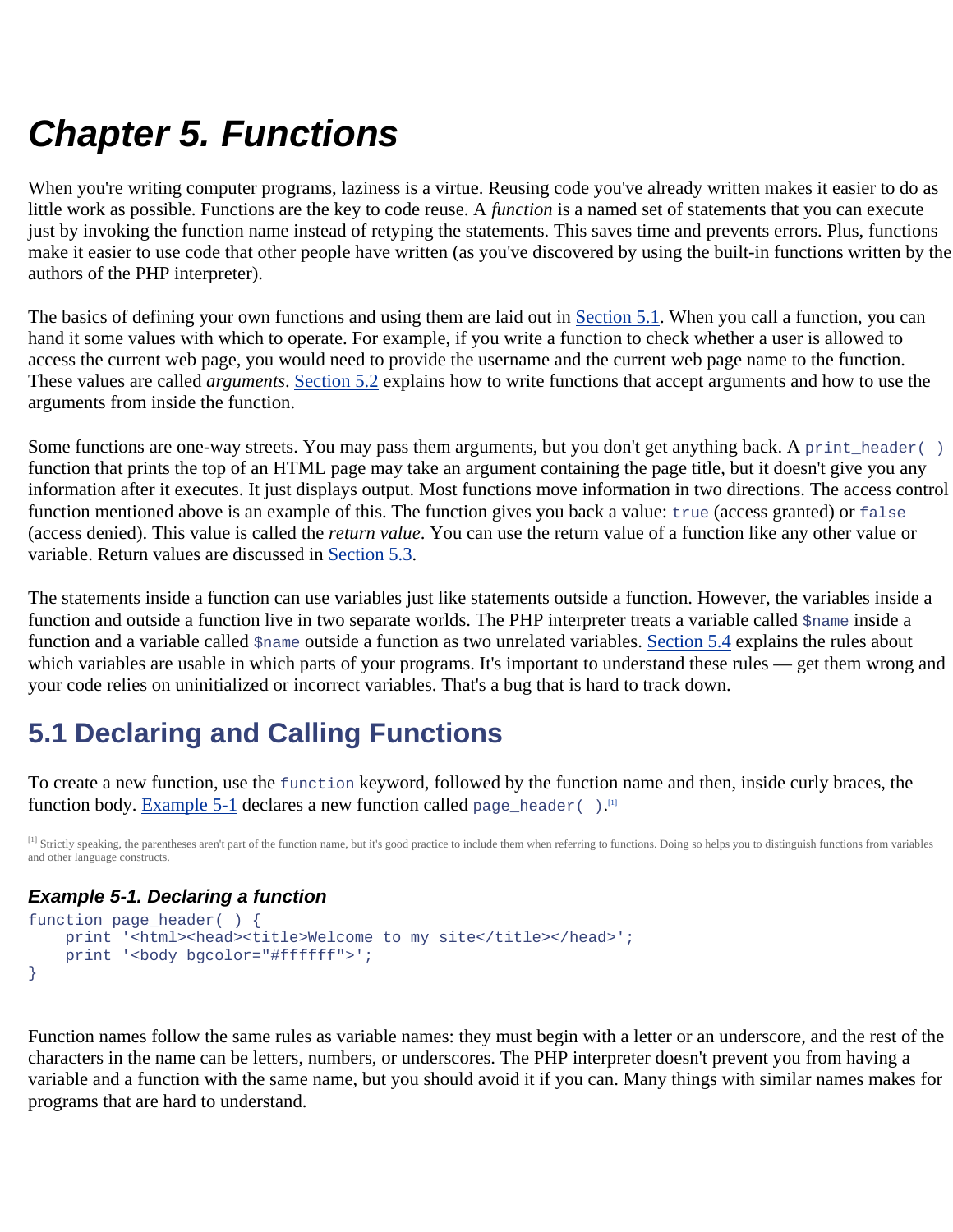# Chapter 5. Functions

When you're writing computer programs, laziness is a virtue. Reusing code you've already written makes it easier to do as little work as possible. Functions are the key to code reuse. A *function* is a named set of statements that you can execute just by invoking the function name instead of retyping the statements. This saves time and prevents errors. Plus, functions make it easier to use code that other people have written (as you've discovered by using the built-in functions written by the authors of the PHP interpreter).

The basics of defining your own functions and using them are laid out in Section 5.1. When you call a function, you can hand it some values with which to operate. For example, if you write a function to check whether a user is allowed to access the current web page, you would need to provide the username and the current web page name to the function. These values are called *arguments*. Section 5.2 explains how to write functions that accept arguments and how to use the arguments from inside the function.

Some functions are one-way streets. You may pass them arguments, but you don't get anything back. A `print_header( )` function that prints the top of an HTML page may take an argument containing the page title, but it doesn't give you any information after it executes. It just displays output. Most functions move information in two directions. The access control function mentioned above is an example of this. The function gives you back a value: `true` (access granted) or `false` (access denied). This value is called the *return value*. You can use the return value of a function like any other value or variable. Return values are discussed in Section 5.3.

The statements inside a function can use variables just like statements outside a function. However, the variables inside a function and outside a function live in two separate worlds. The PHP interpreter treats a variable called `$name` inside a function and a variable called `$name` outside a function as two unrelated variables. Section 5.4 explains the rules about which variables are usable in which parts of your programs. It's important to understand these rules — get them wrong and your code relies on uninitialized or incorrect variables. That's a bug that is hard to track down.

## 5.1 Declaring and Calling Functions

To create a new function, use the `function` keyword, followed by the function name and then, inside curly braces, the function body. Example 5-1 declares a new function called `page_header( )`.[1]

[1] Strictly speaking, the parentheses aren't part of the function name, but it's good practice to include them when referring to functions. Doing so helps you to distinguish functions from variables and other language constructs.

### *Example 5-1. Declaring a function*

```
function page_header( ) {
    print '<html><head><title>Welcome to my site</title></head>';
    print '<body bgcolor="#ffffff">';
}
```

Function names follow the same rules as variable names: they must begin with a letter or an underscore, and the rest of the characters in the name can be letters, numbers, or underscores. The PHP interpreter doesn't prevent you from having a variable and a function with the same name, but you should avoid it if you can. Many things with similar names makes for programs that are hard to understand.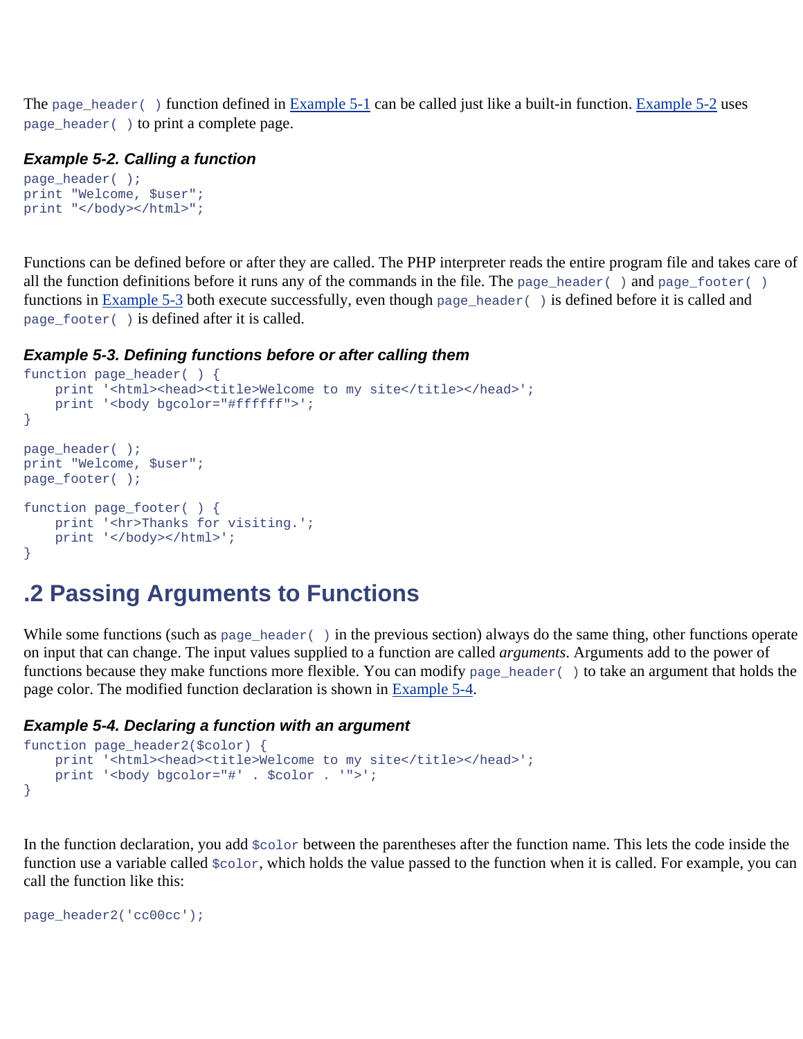The `page_header( )` function defined in Example 5-1 can be called just like a built-in function. Example 5-2 uses `page_header( )` to print a complete page.

#### *Example 5-2. Calling a function*

```
page_header( );
print "Welcome, $user";
print "</body></html>";
```

Functions can be defined before or after they are called. The PHP interpreter reads the entire program file and takes care of all the function definitions before it runs any of the commands in the file. The `page_header( )` and `page_footer( )` functions in Example 5-3 both execute successfully, even though `page_header( )` is defined before it is called and `page_footer( )` is defined after it is called.

#### *Example 5-3. Defining functions before or after calling them*

```
function page_header( ) {
    print '<html><head><title>Welcome to my site</title></head>';
    print '<body bgcolor="#ffffff">';
}

page_header( );
print "Welcome, $user";
page_footer( );

function page_footer( ) {
    print '<hr>Thanks for visiting.';
    print '</body></html>';
}
```

## .2 Passing Arguments to Functions

While some functions (such as `page_header( )` in the previous section) always do the same thing, other functions operate on input that can change. The input values supplied to a function are called *arguments*. Arguments add to the power of functions because they make functions more flexible. You can modify `page_header( )` to take an argument that holds the page color. The modified function declaration is shown in Example 5-4.

#### *Example 5-4. Declaring a function with an argument*

```
function page_header2($color) {
    print '<html><head><title>Welcome to my site</title></head>';
    print '<body bgcolor="#' . $color . '">';
}
```

In the function declaration, you add `$color` between the parentheses after the function name. This lets the code inside the function use a variable called `$color`, which holds the value passed to the function when it is called. For example, you can call the function like this:

```
page_header2('cc00cc');
```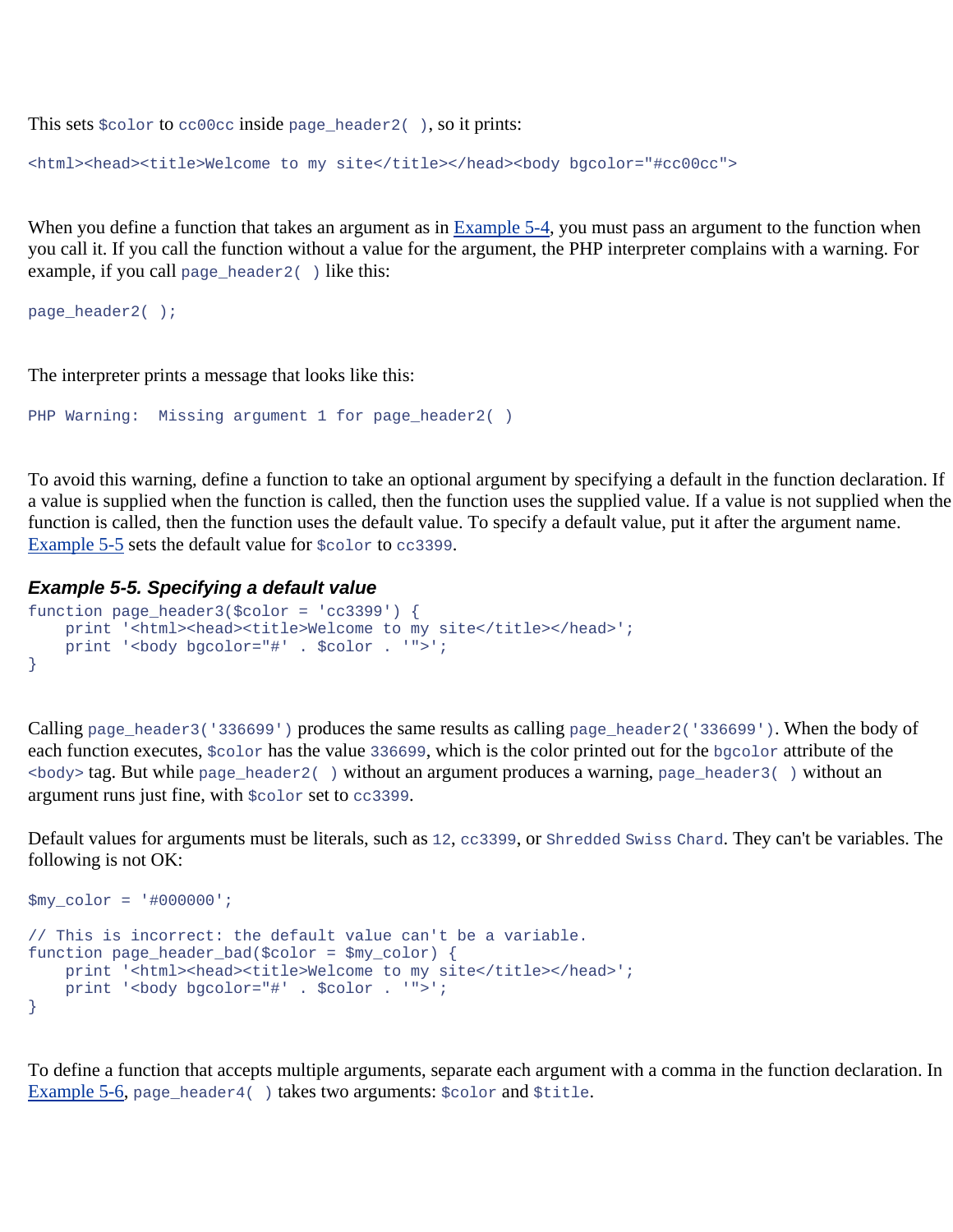This sets `$color` to `cc00cc` inside `page_header2( )`, so it prints:

```
<html><head><title>Welcome to my site</title></head><body bgcolor="#cc00cc">
```

When you define a function that takes an argument as in Example 5-4, you must pass an argument to the function when you call it. If you call the function without a value for the argument, the PHP interpreter complains with a warning. For example, if you call `page_header2( )` like this:

```
page_header2( );
```

The interpreter prints a message that looks like this:

```
PHP Warning:  Missing argument 1 for page_header2( )
```

To avoid this warning, define a function to take an optional argument by specifying a default in the function declaration. If a value is supplied when the function is called, then the function uses the supplied value. If a value is not supplied when the function is called, then the function uses the default value. To specify a default value, put it after the argument name. Example 5-5 sets the default value for `$color` to `cc3399`.

***Example 5-5. Specifying a default value***

```
function page_header3($color = 'cc3399') {
    print '<html><head><title>Welcome to my site</title></head>';
    print '<body bgcolor="#' . $color . '">';
}
```

Calling `page_header3('336699')` produces the same results as calling `page_header2('336699')`. When the body of each function executes, `$color` has the value `336699`, which is the color printed out for the `bgcolor` attribute of the `<body>` tag. But while `page_header2( )` without an argument produces a warning, `page_header3( )` without an argument runs just fine, with `$color` set to `cc3399`.

Default values for arguments must be literals, such as `12`, `cc3399`, or `Shredded Swiss Chard`. They can't be variables. The following is not OK:

```
$my_color = '#000000';

// This is incorrect: the default value can't be a variable.
function page_header_bad($color = $my_color) {
    print '<html><head><title>Welcome to my site</title></head>';
    print '<body bgcolor="#' . $color . '">';
}
```

To define a function that accepts multiple arguments, separate each argument with a comma in the function declaration. In Example 5-6, `page_header4( )` takes two arguments: `$color` and `$title`.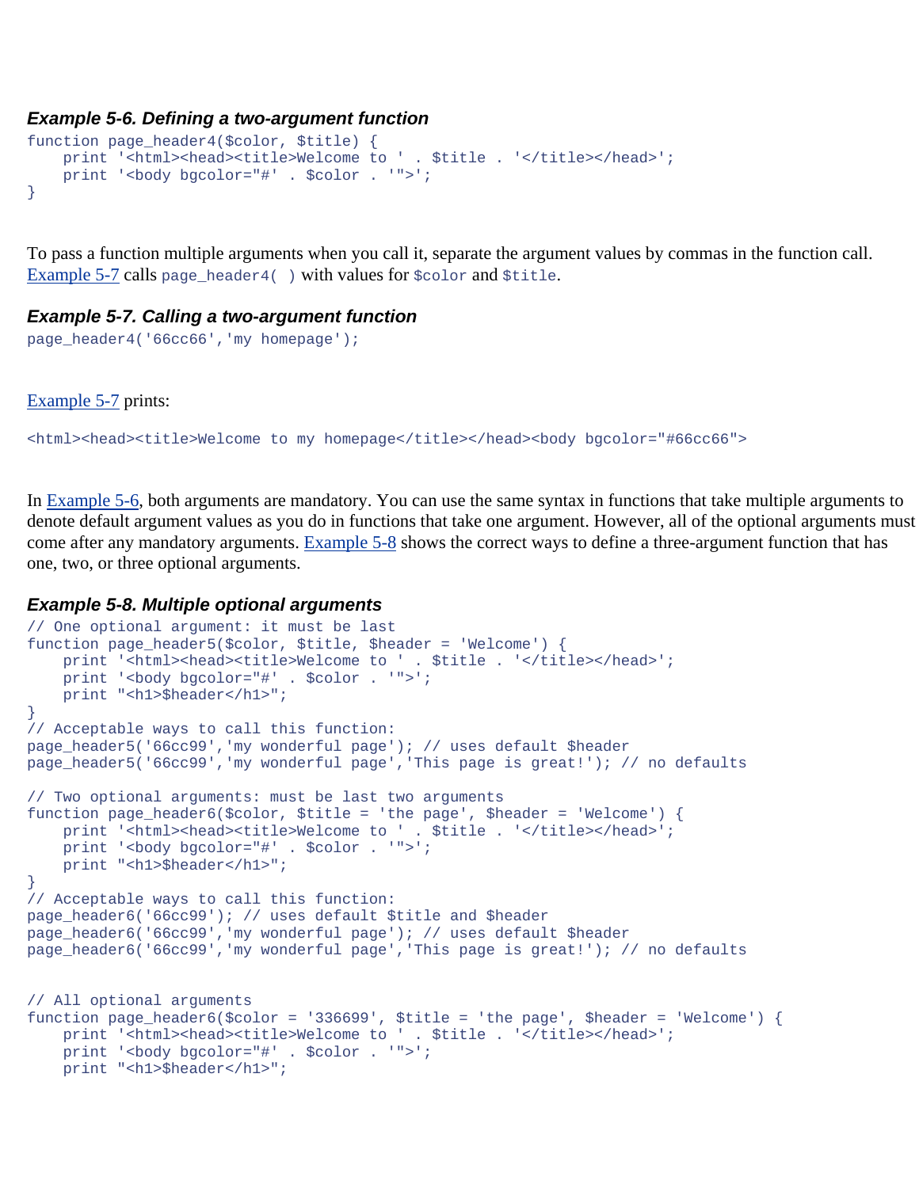***Example 5-6. Defining a two-argument function***

```
function page_header4($color, $title) {
    print '<html><head><title>Welcome to ' . $title . '</title></head>';
    print '<body bgcolor="#' . $color . '">';
}
```

To pass a function multiple arguments when you call it, separate the argument values by commas in the function call. Example 5-7 calls `page_header4( )` with values for `$color` and `$title`.

***Example 5-7. Calling a two-argument function***

```
page_header4('66cc66','my homepage');
```

Example 5-7 prints:

```
<html><head><title>Welcome to my homepage</title></head><body bgcolor="#66cc66">
```

In Example 5-6, both arguments are mandatory. You can use the same syntax in functions that take multiple arguments to denote default argument values as you do in functions that take one argument. However, all of the optional arguments must come after any mandatory arguments. Example 5-8 shows the correct ways to define a three-argument function that has one, two, or three optional arguments.

***Example 5-8. Multiple optional arguments***

```
// One optional argument: it must be last
function page_header5($color, $title, $header = 'Welcome') {
    print '<html><head><title>Welcome to ' . $title . '</title></head>';
    print '<body bgcolor="#' . $color . '">';
    print "<h1>$header</h1>";
}
// Acceptable ways to call this function:
page_header5('66cc99','my wonderful page'); // uses default $header
page_header5('66cc99','my wonderful page','This page is great!'); // no defaults

// Two optional arguments: must be last two arguments
function page_header6($color, $title = 'the page', $header = 'Welcome') {
    print '<html><head><title>Welcome to ' . $title . '</title></head>';
    print '<body bgcolor="#' . $color . '">';
    print "<h1>$header</h1>";
}
// Acceptable ways to call this function:
page_header6('66cc99'); // uses default $title and $header
page_header6('66cc99','my wonderful page'); // uses default $header
page_header6('66cc99','my wonderful page','This page is great!'); // no defaults


// All optional arguments
function page_header6($color = '336699', $title = 'the page', $header = 'Welcome') {
    print '<html><head><title>Welcome to ' . $title . '</title></head>';
    print '<body bgcolor="#' . $color . '">';
    print "<h1>$header</h1>";
```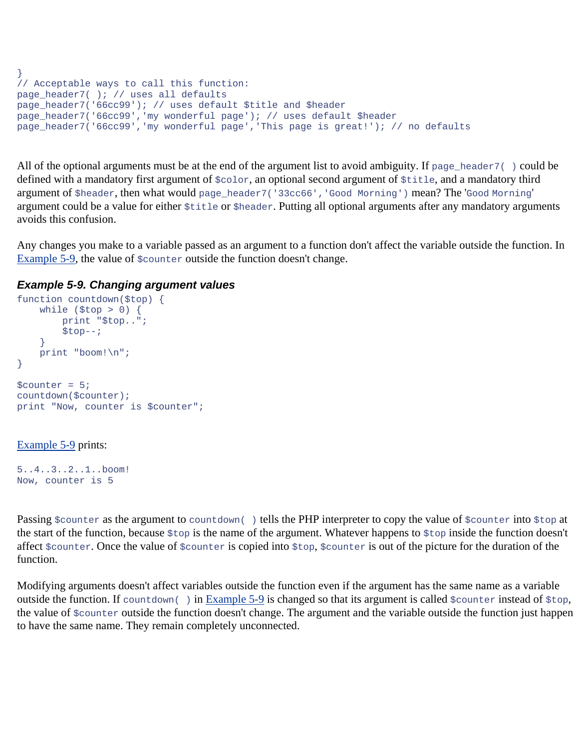```
}
// Acceptable ways to call this function:
page_header7( ); // uses all defaults
page_header7('66cc99'); // uses default $title and $header
page_header7('66cc99','my wonderful page'); // uses default $header
page_header7('66cc99','my wonderful page','This page is great!'); // no defaults
```

All of the optional arguments must be at the end of the argument list to avoid ambiguity. If `page_header7( )` could be defined with a mandatory first argument of `$color`, an optional second argument of `$title`, and a mandatory third argument of `$header`, then what would `page_header7('33cc66','Good Morning')` mean? The '`Good Morning`' argument could be a value for either `$title` or `$header`. Putting all optional arguments after any mandatory arguments avoids this confusion.

Any changes you make to a variable passed as an argument to a function don't affect the variable outside the function. In Example 5-9, the value of `$counter` outside the function doesn't change.

#### *Example 5-9. Changing argument values*

```
function countdown($top) {
    while ($top > 0) {
        print "$top..";
        $top--;
    }
    print "boom!\n";
}

$counter = 5;
countdown($counter);
print "Now, counter is $counter";
```

Example 5-9 prints:

```
5..4..3..2..1..boom!
Now, counter is 5
```

Passing `$counter` as the argument to `countdown( )` tells the PHP interpreter to copy the value of `$counter` into `$top` at the start of the function, because `$top` is the name of the argument. Whatever happens to `$top` inside the function doesn't affect `$counter`. Once the value of `$counter` is copied into `$top`, `$counter` is out of the picture for the duration of the function.

Modifying arguments doesn't affect variables outside the function even if the argument has the same name as a variable outside the function. If `countdown( )` in Example 5-9 is changed so that its argument is called `$counter` instead of `$top`, the value of `$counter` outside the function doesn't change. The argument and the variable outside the function just happen to have the same name. They remain completely unconnected.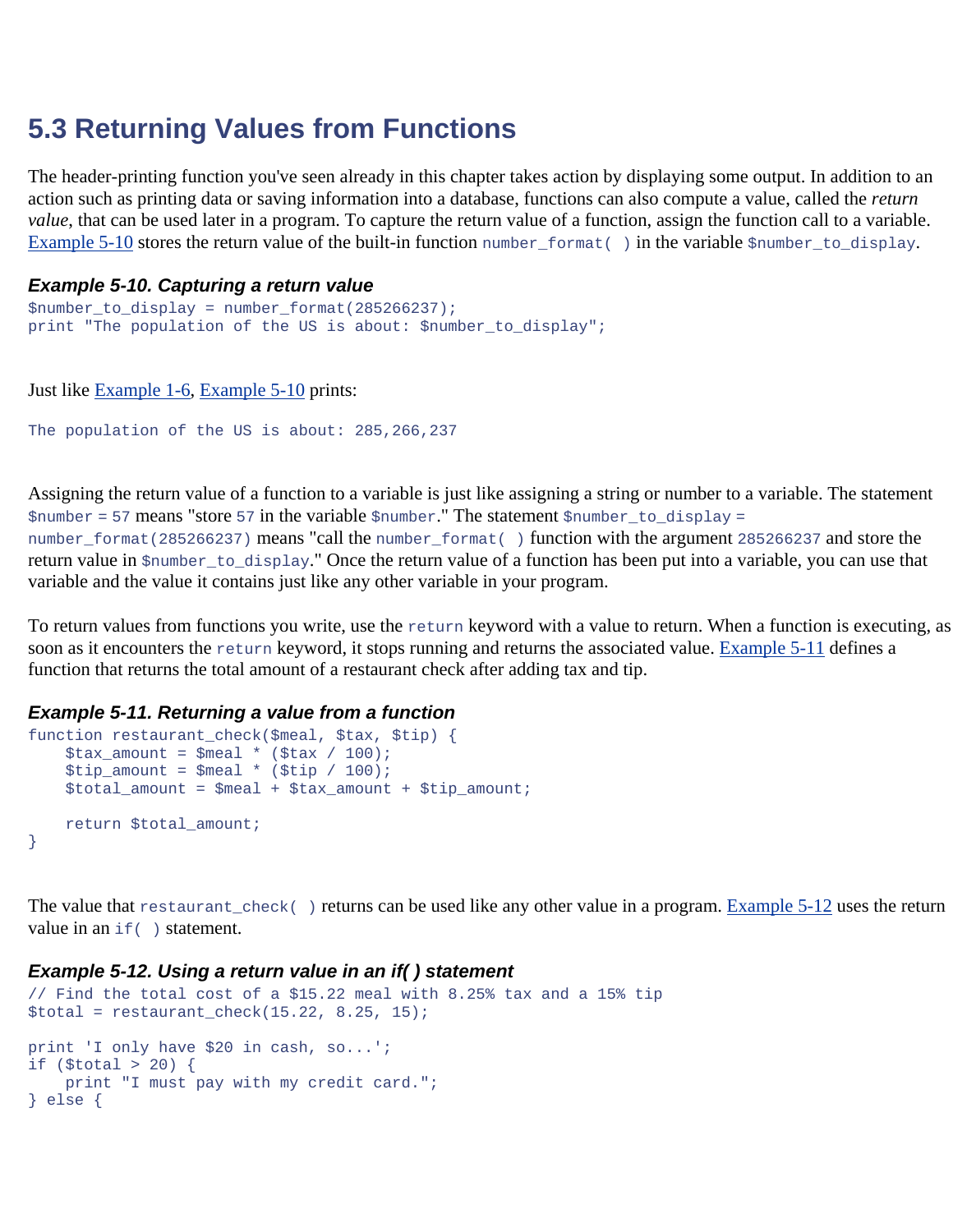## 5.3 Returning Values from Functions

The header-printing function you've seen already in this chapter takes action by displaying some output. In addition to an action such as printing data or saving information into a database, functions can also compute a value, called the *return value*, that can be used later in a program. To capture the return value of a function, assign the function call to a variable. Example 5-10 stores the return value of the built-in function `number_format( )` in the variable `$number_to_display`.

#### *Example 5-10. Capturing a return value*

```
$number_to_display = number_format(285266237);
print "The population of the US is about: $number_to_display";
```

Just like Example 1-6, Example 5-10 prints:

```
The population of the US is about: 285,266,237
```

Assigning the return value of a function to a variable is just like assigning a string or number to a variable. The statement `$number = 57` means "store `57` in the variable `$number`." The statement `$number_to_display = number_format(285266237)` means "call the `number_format( )` function with the argument `285266237` and store the return value in `$number_to_display`." Once the return value of a function has been put into a variable, you can use that variable and the value it contains just like any other variable in your program.

To return values from functions you write, use the `return` keyword with a value to return. When a function is executing, as soon as it encounters the `return` keyword, it stops running and returns the associated value. Example 5-11 defines a function that returns the total amount of a restaurant check after adding tax and tip.

#### *Example 5-11. Returning a value from a function*

```
function restaurant_check($meal, $tax, $tip) {
    $tax_amount = $meal * ($tax / 100);
    $tip_amount = $meal * ($tip / 100);
    $total_amount = $meal + $tax_amount + $tip_amount;

    return $total_amount;
}
```

The value that `restaurant_check( )` returns can be used like any other value in a program. Example 5-12 uses the return value in an `if( )` statement.

#### *Example 5-12. Using a return value in an if( ) statement*

```
// Find the total cost of a $15.22 meal with 8.25% tax and a 15% tip
$total = restaurant_check(15.22, 8.25, 15);

print 'I only have $20 in cash, so...';
if ($total > 20) {
    print "I must pay with my credit card.";
} else {
```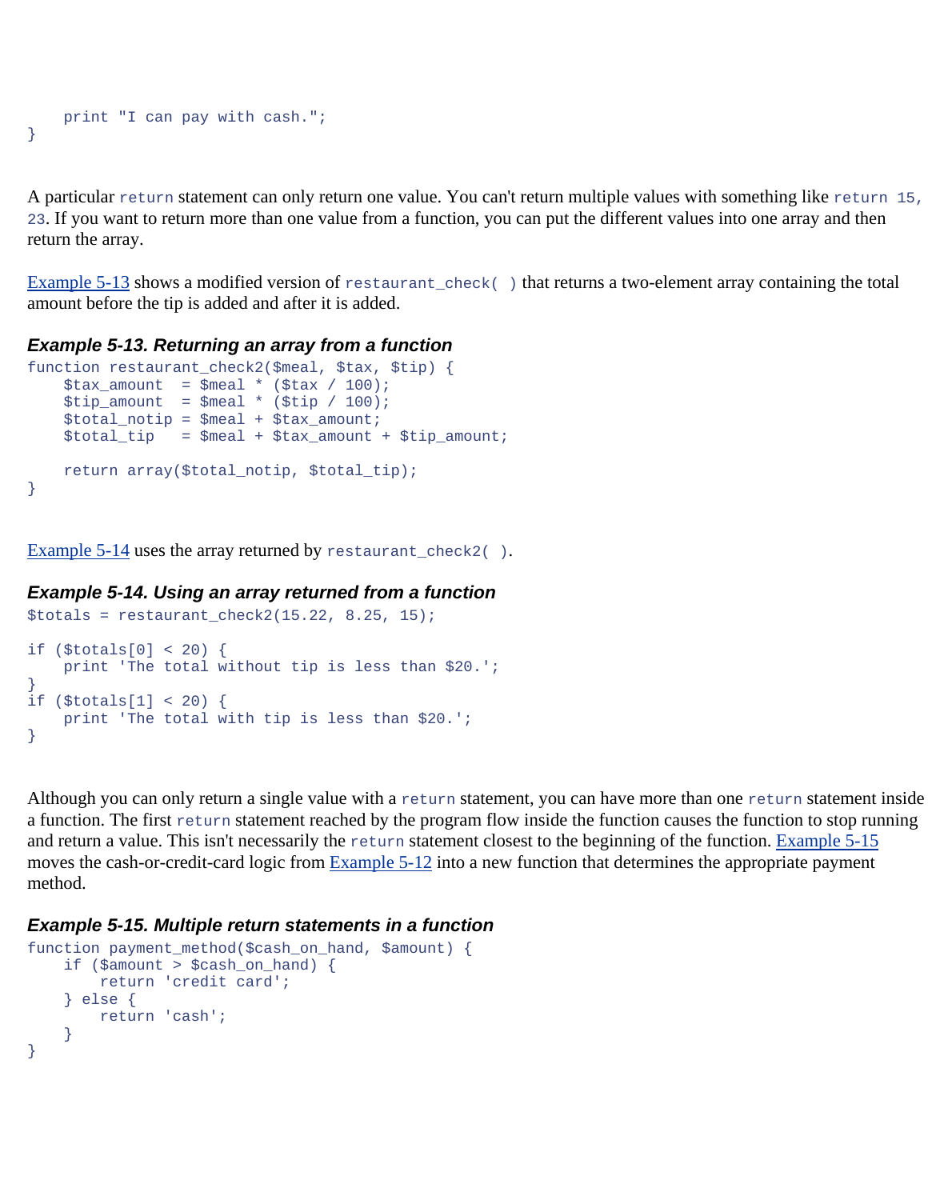```
    print "I can pay with cash.";
}
```

A particular `return` statement can only return one value. You can't return multiple values with something like `return 15, 23`. If you want to return more than one value from a function, you can put the different values into one array and then return the array.

Example 5-13 shows a modified version of `restaurant_check( )` that returns a two-element array containing the total amount before the tip is added and after it is added.

#### *Example 5-13. Returning an array from a function*

```
function restaurant_check2($meal, $tax, $tip) {
    $tax_amount  = $meal * ($tax / 100);
    $tip_amount  = $meal * ($tip / 100);
    $total_notip = $meal + $tax_amount;
    $total_tip   = $meal + $tax_amount + $tip_amount;

    return array($total_notip, $total_tip);
}
```

Example 5-14 uses the array returned by `restaurant_check2( )`.

#### *Example 5-14. Using an array returned from a function*

```
$totals = restaurant_check2(15.22, 8.25, 15);

if ($totals[0] < 20) {
    print 'The total without tip is less than $20.';
}
if ($totals[1] < 20) {
    print 'The total with tip is less than $20.';
}
```

Although you can only return a single value with a `return` statement, you can have more than one `return` statement inside a function. The first `return` statement reached by the program flow inside the function causes the function to stop running and return a value. This isn't necessarily the `return` statement closest to the beginning of the function. Example 5-15 moves the cash-or-credit-card logic from Example 5-12 into a new function that determines the appropriate payment method.

#### *Example 5-15. Multiple return statements in a function*

```
function payment_method($cash_on_hand, $amount) {
    if ($amount > $cash_on_hand) {
        return 'credit card';
    } else {
        return 'cash';
    }
}
```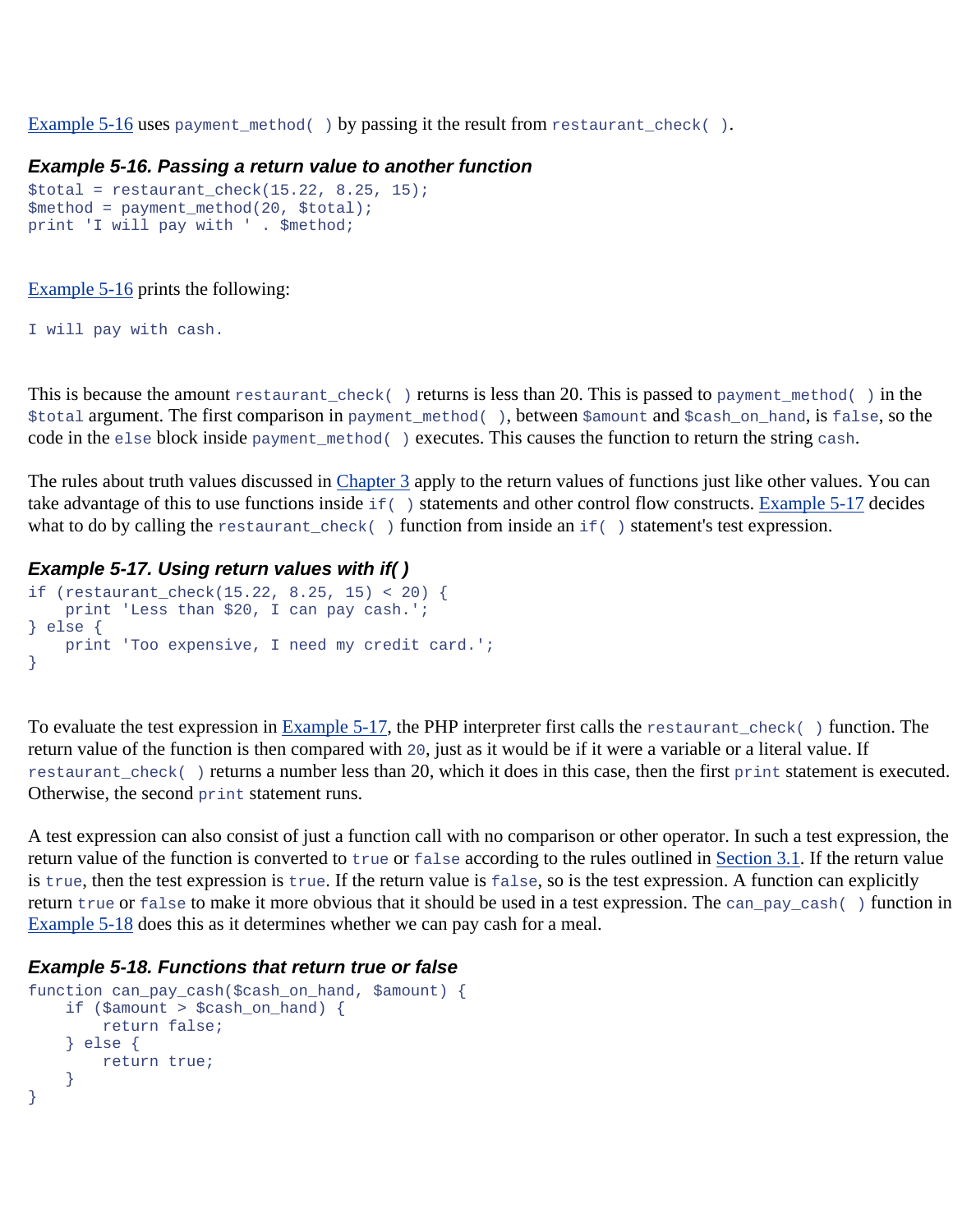Example 5-16 uses `payment_method( )` by passing it the result from `restaurant_check( )`.

#### *Example 5-16. Passing a return value to another function*

```
$total = restaurant_check(15.22, 8.25, 15);
$method = payment_method(20, $total);
print 'I will pay with ' . $method;
```

Example 5-16 prints the following:

```
I will pay with cash.
```

This is because the amount `restaurant_check( )` returns is less than 20. This is passed to `payment_method( )` in the `$total` argument. The first comparison in `payment_method( )`, between `$amount` and `$cash_on_hand`, is `false`, so the code in the `else` block inside `payment_method( )` executes. This causes the function to return the string `cash`.

The rules about truth values discussed in Chapter 3 apply to the return values of functions just like other values. You can take advantage of this to use functions inside `if( )` statements and other control flow constructs. Example 5-17 decides what to do by calling the `restaurant_check( )` function from inside an `if( )` statement's test expression.

#### *Example 5-17. Using return values with if( )*

```
if (restaurant_check(15.22, 8.25, 15) < 20) {
    print 'Less than $20, I can pay cash.';
} else {
    print 'Too expensive, I need my credit card.';
}
```

To evaluate the test expression in Example 5-17, the PHP interpreter first calls the `restaurant_check( )` function. The return value of the function is then compared with `20`, just as it would be if it were a variable or a literal value. If `restaurant_check( )` returns a number less than 20, which it does in this case, then the first `print` statement is executed. Otherwise, the second `print` statement runs.

A test expression can also consist of just a function call with no comparison or other operator. In such a test expression, the return value of the function is converted to `true` or `false` according to the rules outlined in Section 3.1. If the return value is `true`, then the test expression is `true`. If the return value is `false`, so is the test expression. A function can explicitly return `true` or `false` to make it more obvious that it should be used in a test expression. The `can_pay_cash( )` function in Example 5-18 does this as it determines whether we can pay cash for a meal.

#### *Example 5-18. Functions that return true or false*

```
function can_pay_cash($cash_on_hand, $amount) {
    if ($amount > $cash_on_hand) {
        return false;
    } else {
        return true;
    }
}
```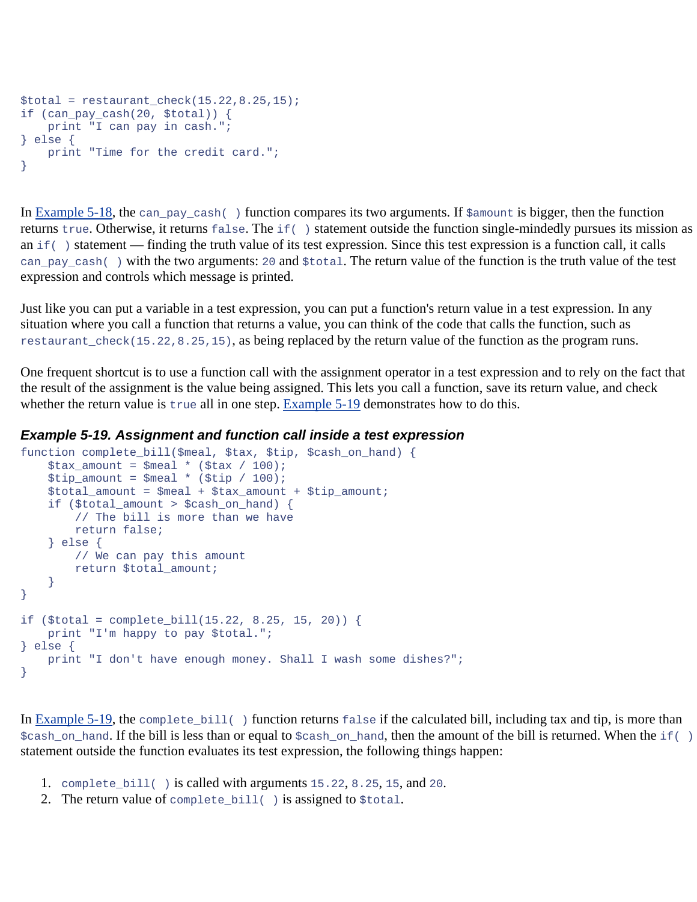```
$total = restaurant_check(15.22,8.25,15);
if (can_pay_cash(20, $total)) {
    print "I can pay in cash.";
} else {
    print "Time for the credit card.";
}
```

In Example 5-18, the `can_pay_cash( )` function compares its two arguments. If `$amount` is bigger, then the function returns `true`. Otherwise, it returns `false`. The `if( )` statement outside the function single-mindedly pursues its mission as an `if( )` statement — finding the truth value of its test expression. Since this test expression is a function call, it calls `can_pay_cash( )` with the two arguments: `20` and `$total`. The return value of the function is the truth value of the test expression and controls which message is printed.

Just like you can put a variable in a test expression, you can put a function's return value in a test expression. In any situation where you call a function that returns a value, you can think of the code that calls the function, such as `restaurant_check(15.22,8.25,15)`, as being replaced by the return value of the function as the program runs.

One frequent shortcut is to use a function call with the assignment operator in a test expression and to rely on the fact that the result of the assignment is the value being assigned. This lets you call a function, save its return value, and check whether the return value is `true` all in one step. Example 5-19 demonstrates how to do this.

***Example 5-19. Assignment and function call inside a test expression***

```
function complete_bill($meal, $tax, $tip, $cash_on_hand) {
    $tax_amount = $meal * ($tax / 100);
    $tip_amount = $meal * ($tip / 100);
    $total_amount = $meal + $tax_amount + $tip_amount;
    if ($total_amount > $cash_on_hand) {
        // The bill is more than we have
        return false;
    } else {
        // We can pay this amount
        return $total_amount;
    }
}

if ($total = complete_bill(15.22, 8.25, 15, 20)) {
    print "I'm happy to pay $total.";
} else {
    print "I don't have enough money. Shall I wash some dishes?";
}
```

In Example 5-19, the `complete_bill( )` function returns `false` if the calculated bill, including tax and tip, is more than `$cash_on_hand`. If the bill is less than or equal to `$cash_on_hand`, then the amount of the bill is returned. When the `if( )` statement outside the function evaluates its test expression, the following things happen:

1. `complete_bill( )` is called with arguments `15.22`, `8.25`, `15`, and `20`.
2. The return value of `complete_bill( )` is assigned to `$total`.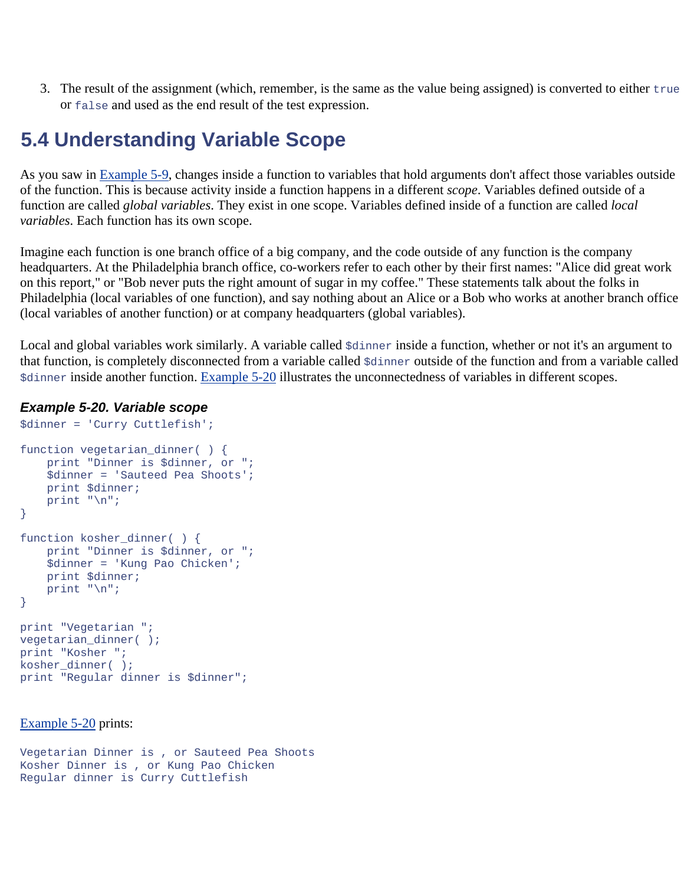3. The result of the assignment (which, remember, is the same as the value being assigned) is converted to either `true` or `false` and used as the end result of the test expression.

## 5.4 Understanding Variable Scope

As you saw in Example 5-9, changes inside a function to variables that hold arguments don't affect those variables outside of the function. This is because activity inside a function happens in a different *scope*. Variables defined outside of a function are called *global variables*. They exist in one scope. Variables defined inside of a function are called *local variables*. Each function has its own scope.

Imagine each function is one branch office of a big company, and the code outside of any function is the company headquarters. At the Philadelphia branch office, co-workers refer to each other by their first names: "Alice did great work on this report," or "Bob never puts the right amount of sugar in my coffee." These statements talk about the folks in Philadelphia (local variables of one function), and say nothing about an Alice or a Bob who works at another branch office (local variables of another function) or at company headquarters (global variables).

Local and global variables work similarly. A variable called `$dinner` inside a function, whether or not it's an argument to that function, is completely disconnected from a variable called `$dinner` outside of the function and from a variable called `$dinner` inside another function. Example 5-20 illustrates the unconnectedness of variables in different scopes.

#### *Example 5-20. Variable scope*

```
$dinner = 'Curry Cuttlefish';

function vegetarian_dinner( ) {
    print "Dinner is $dinner, or ";
    $dinner = 'Sauteed Pea Shoots';
    print $dinner;
    print "\n";
}

function kosher_dinner( ) {
    print "Dinner is $dinner, or ";
    $dinner = 'Kung Pao Chicken';
    print $dinner;
    print "\n";
}

print "Vegetarian ";
vegetarian_dinner( );
print "Kosher ";
kosher_dinner( );
print "Regular dinner is $dinner";
```

Example 5-20 prints:

```
Vegetarian Dinner is , or Sauteed Pea Shoots
Kosher Dinner is , or Kung Pao Chicken
Regular dinner is Curry Cuttlefish
```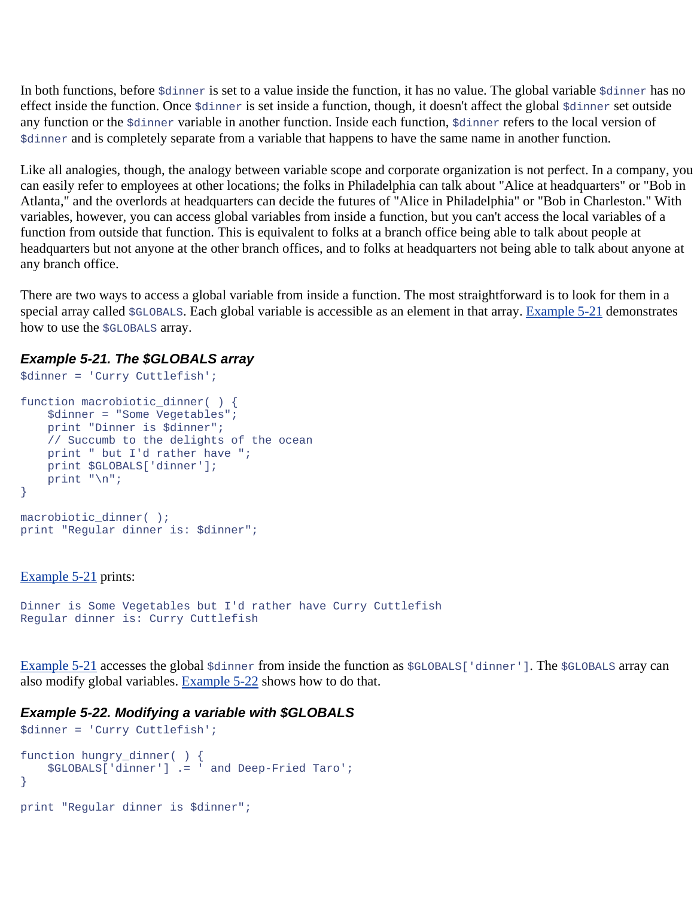In both functions, before `$dinner` is set to a value inside the function, it has no value. The global variable `$dinner` has no effect inside the function. Once `$dinner` is set inside a function, though, it doesn't affect the global `$dinner` set outside any function or the `$dinner` variable in another function. Inside each function, `$dinner` refers to the local version of `$dinner` and is completely separate from a variable that happens to have the same name in another function.

Like all analogies, though, the analogy between variable scope and corporate organization is not perfect. In a company, you can easily refer to employees at other locations; the folks in Philadelphia can talk about "Alice at headquarters" or "Bob in Atlanta," and the overlords at headquarters can decide the futures of "Alice in Philadelphia" or "Bob in Charleston." With variables, however, you can access global variables from inside a function, but you can't access the local variables of a function from outside that function. This is equivalent to folks at a branch office being able to talk about people at headquarters but not anyone at the other branch offices, and to folks at headquarters not being able to talk about anyone at any branch office.

There are two ways to access a global variable from inside a function. The most straightforward is to look for them in a special array called `$GLOBALS`. Each global variable is accessible as an element in that array. Example 5-21 demonstrates how to use the `$GLOBALS` array.

#### *Example 5-21. The $GLOBALS array*

```
$dinner = 'Curry Cuttlefish';

function macrobiotic_dinner( ) {
    $dinner = "Some Vegetables";
    print "Dinner is $dinner";
    // Succumb to the delights of the ocean
    print " but I'd rather have ";
    print $GLOBALS['dinner'];
    print "\n";
}

macrobiotic_dinner( );
print "Regular dinner is: $dinner";
```

Example 5-21 prints:

```
Dinner is Some Vegetables but I'd rather have Curry Cuttlefish
Regular dinner is: Curry Cuttlefish
```

Example 5-21 accesses the global `$dinner` from inside the function as `$GLOBALS['dinner']`. The `$GLOBALS` array can also modify global variables. Example 5-22 shows how to do that.

#### *Example 5-22. Modifying a variable with $GLOBALS*

```
$dinner = 'Curry Cuttlefish';

function hungry_dinner( ) {
    $GLOBALS['dinner'] .= ' and Deep-Fried Taro';
}

print "Regular dinner is $dinner";
```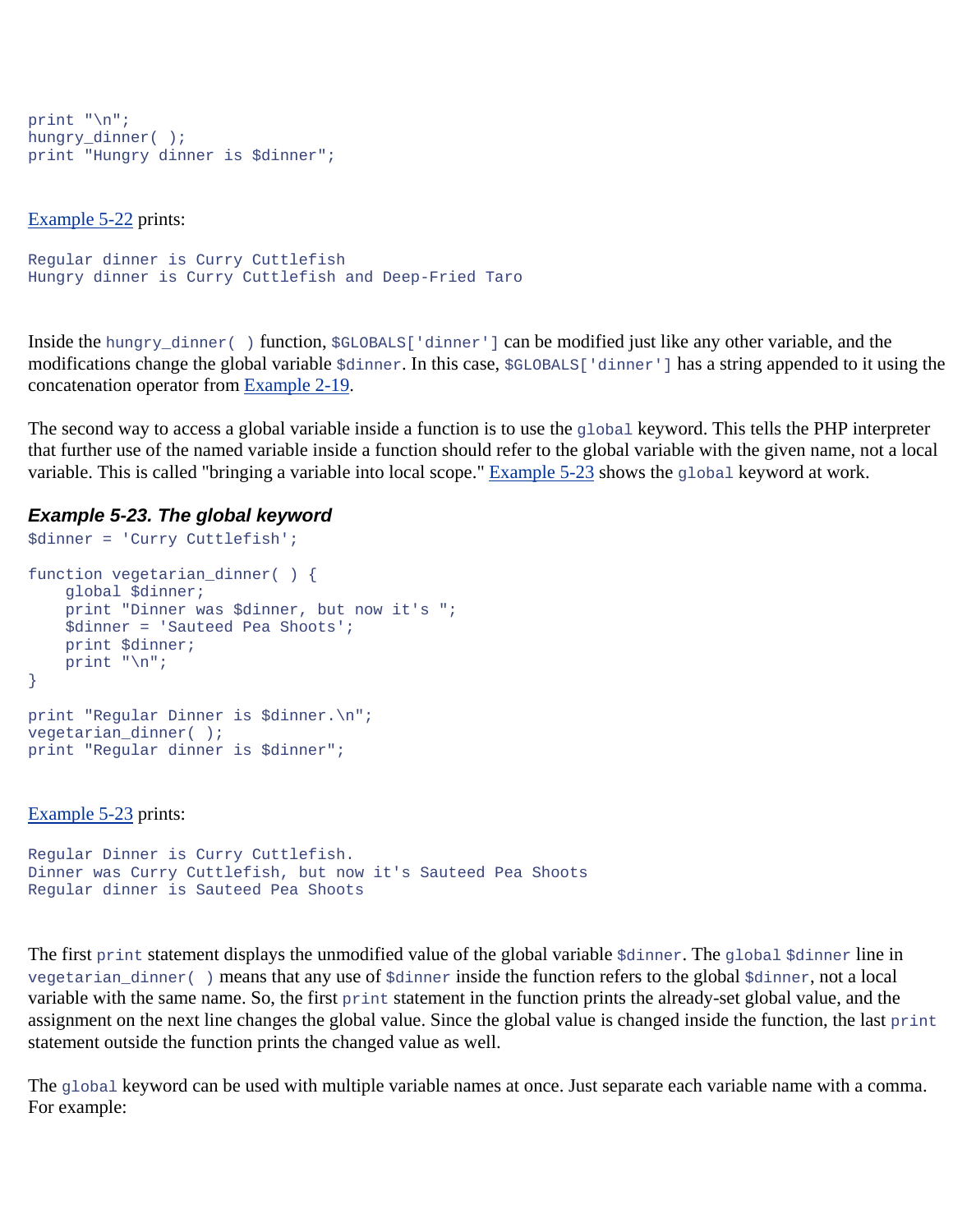```
print "\n";
hungry_dinner( );
print "Hungry dinner is $dinner";
```

Example 5-22 prints:

```
Regular dinner is Curry Cuttlefish
Hungry dinner is Curry Cuttlefish and Deep-Fried Taro
```

Inside the `hungry_dinner( )` function, `$GLOBALS['dinner']` can be modified just like any other variable, and the modifications change the global variable `$dinner`. In this case, `$GLOBALS['dinner']` has a string appended to it using the concatenation operator from Example 2-19.

The second way to access a global variable inside a function is to use the `global` keyword. This tells the PHP interpreter that further use of the named variable inside a function should refer to the global variable with the given name, not a local variable. This is called "bringing a variable into local scope." Example 5-23 shows the `global` keyword at work.

### *Example 5-23. The global keyword*

```
$dinner = 'Curry Cuttlefish';

function vegetarian_dinner( ) {
    global $dinner;
    print "Dinner was $dinner, but now it's ";
    $dinner = 'Sauteed Pea Shoots';
    print $dinner;
    print "\n";
}

print "Regular Dinner is $dinner.\n";
vegetarian_dinner( );
print "Regular dinner is $dinner";
```

Example 5-23 prints:

```
Regular Dinner is Curry Cuttlefish.
Dinner was Curry Cuttlefish, but now it's Sauteed Pea Shoots
Regular dinner is Sauteed Pea Shoots
```

The first `print` statement displays the unmodified value of the global variable `$dinner`. The `global $dinner` line in `vegetarian_dinner( )` means that any use of `$dinner` inside the function refers to the global `$dinner`, not a local variable with the same name. So, the first `print` statement in the function prints the already-set global value, and the assignment on the next line changes the global value. Since the global value is changed inside the function, the last `print` statement outside the function prints the changed value as well.

The `global` keyword can be used with multiple variable names at once. Just separate each variable name with a comma. For example: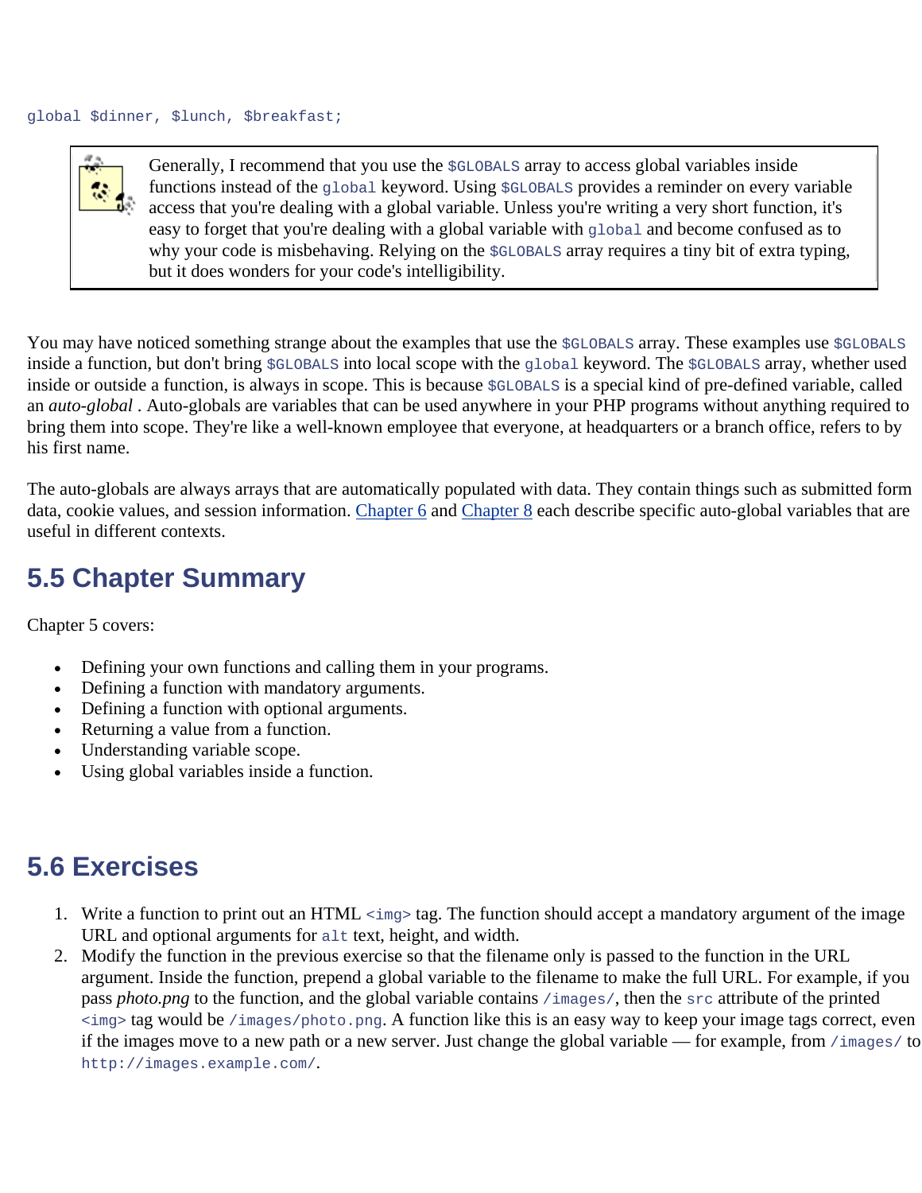```
global $dinner, $lunch, $breakfast;
```

> Generally, I recommend that you use the `$GLOBALS` array to access global variables inside functions instead of the `global` keyword. Using `$GLOBALS` provides a reminder on every variable access that you're dealing with a global variable. Unless you're writing a very short function, it's easy to forget that you're dealing with a global variable with `global` and become confused as to why your code is misbehaving. Relying on the `$GLOBALS` array requires a tiny bit of extra typing, but it does wonders for your code's intelligibility.

You may have noticed something strange about the examples that use the `$GLOBALS` array. These examples use `$GLOBALS` inside a function, but don't bring `$GLOBALS` into local scope with the `global` keyword. The `$GLOBALS` array, whether used inside or outside a function, is always in scope. This is because `$GLOBALS` is a special kind of pre-defined variable, called an *auto-global* . Auto-globals are variables that can be used anywhere in your PHP programs without anything required to bring them into scope. They're like a well-known employee that everyone, at headquarters or a branch office, refers to by his first name.

The auto-globals are always arrays that are automatically populated with data. They contain things such as submitted form data, cookie values, and session information. Chapter 6 and Chapter 8 each describe specific auto-global variables that are useful in different contexts.

## 5.5 Chapter Summary

Chapter 5 covers:

- Defining your own functions and calling them in your programs.
- Defining a function with mandatory arguments.
- Defining a function with optional arguments.
- Returning a value from a function.
- Understanding variable scope.
- Using global variables inside a function.

## 5.6 Exercises

1. Write a function to print out an HTML `<img>` tag. The function should accept a mandatory argument of the image URL and optional arguments for `alt` text, height, and width.
2. Modify the function in the previous exercise so that the filename only is passed to the function in the URL argument. Inside the function, prepend a global variable to the filename to make the full URL. For example, if you pass *photo.png* to the function, and the global variable contains `/images/`, then the `src` attribute of the printed `<img>` tag would be `/images/photo.png`. A function like this is an easy way to keep your image tags correct, even if the images move to a new path or a new server. Just change the global variable — for example, from `/images/` to `http://images.example.com/`.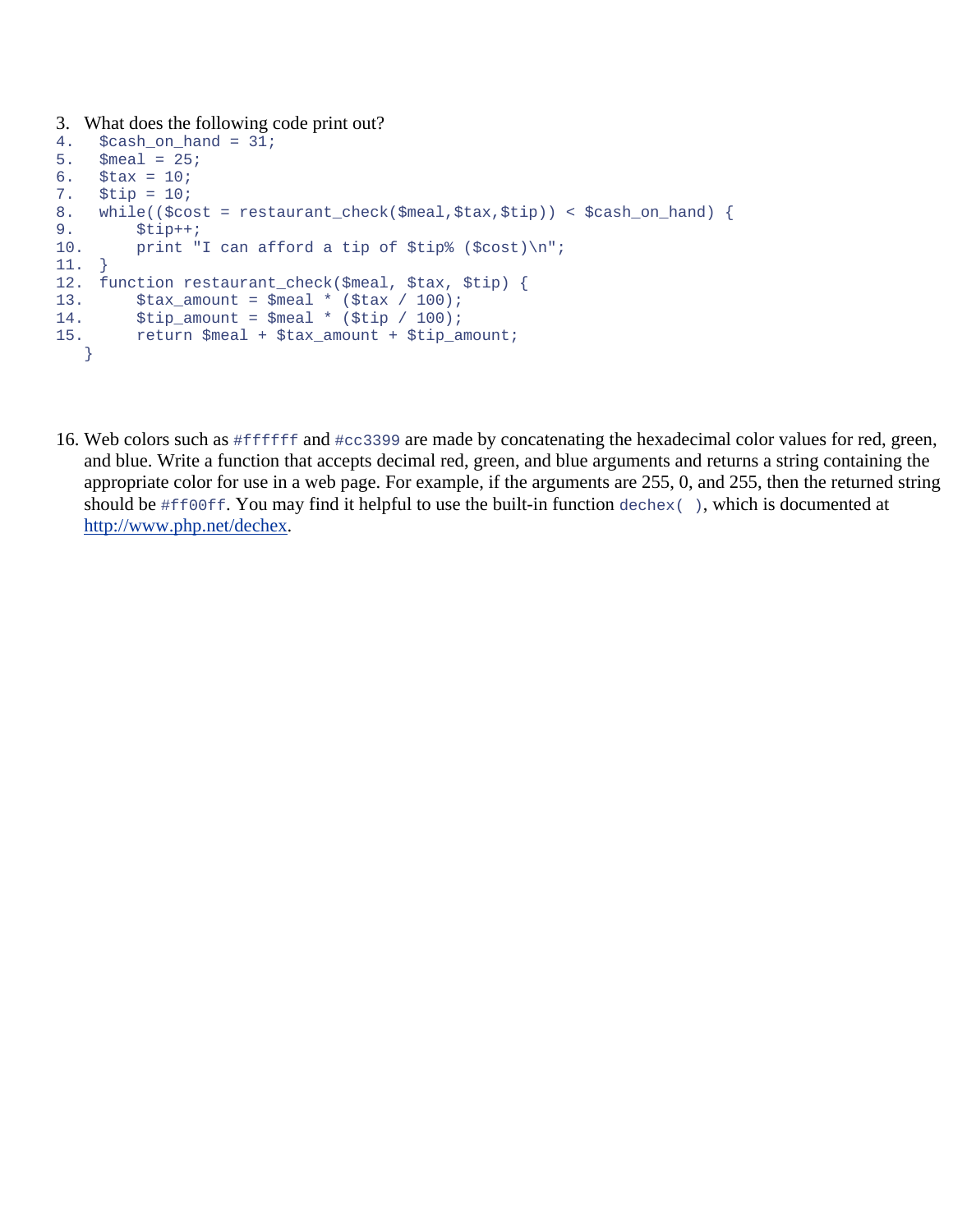3. What does the following code print out?

```
4.  $cash_on_hand = 31;
5.  $meal = 25;
6.  $tax = 10;
7.  $tip = 10;
8.  while(($cost = restaurant_check($meal,$tax,$tip)) < $cash_on_hand) {
9.      $tip++;
10.     print "I can afford a tip of $tip% ($cost)\n";
11. }
12. function restaurant_check($meal, $tax, $tip) {
13.     $tax_amount = $meal * ($tax / 100);
14.     $tip_amount = $meal * ($tip / 100);
15.     return $meal + $tax_amount + $tip_amount;
    }
```

16. Web colors such as `#ffffff` and `#cc3399` are made by concatenating the hexadecimal color values for red, green, and blue. Write a function that accepts decimal red, green, and blue arguments and returns a string containing the appropriate color for use in a web page. For example, if the arguments are 255, 0, and 255, then the returned string should be `#ff00ff`. You may find it helpful to use the built-in function `dechex( )`, which is documented at http://www.php.net/dechex.